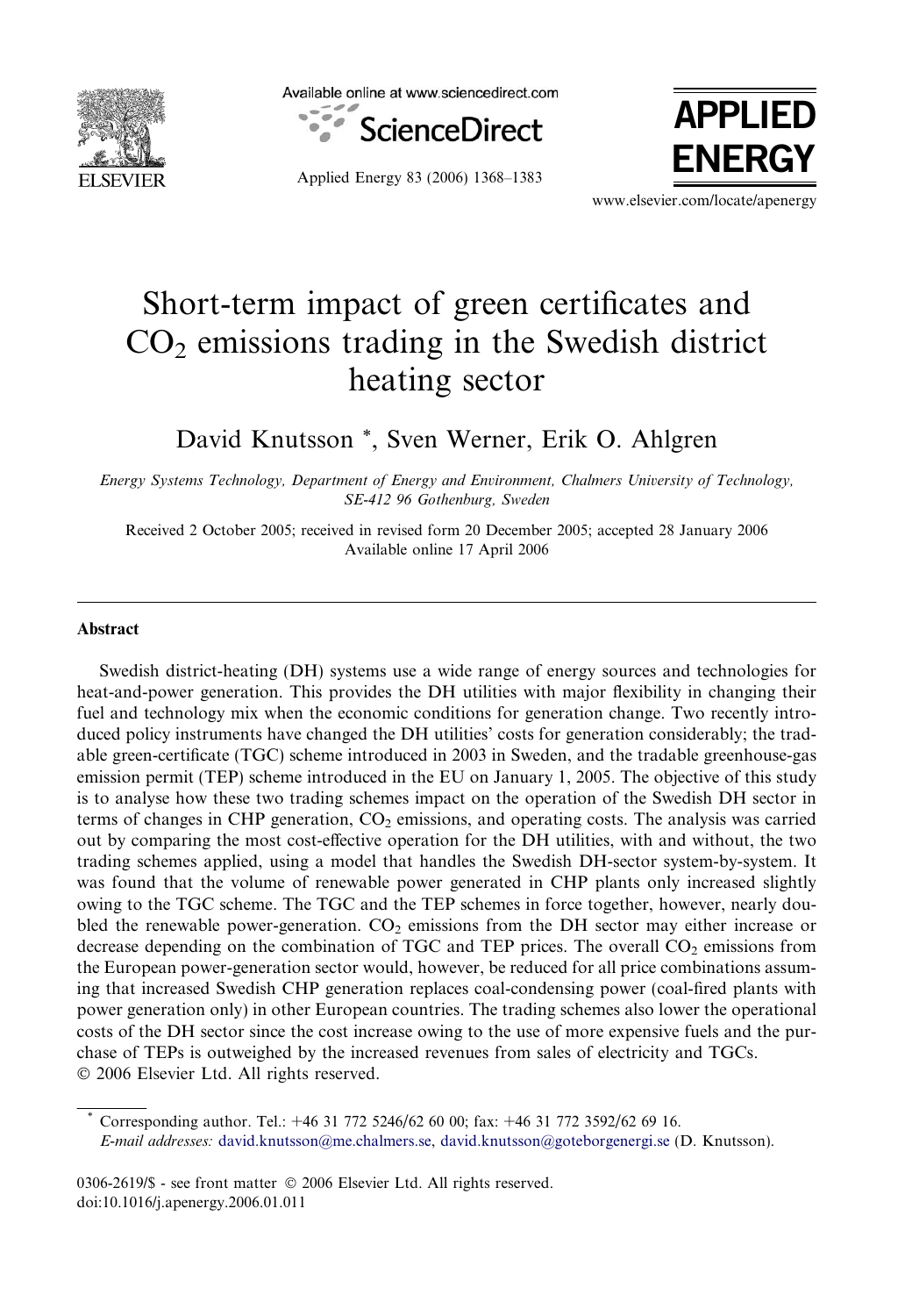# Short-term impact of green certificates and $CO_2$ emissions trading in the Swedish district heating sector

David Knutsson *, Sven Werner, Erik O. Ahlgren

*Energy Systems Technology, Department of Energy and Environment, Chalmers University of Technology, SE-412 96 Gothenburg, Sweden*

Received 2 October 2005; received in revised form 20 December 2005; accepted 28 January 2006
Available online 17 April 2006

## Abstract

Swedish district-heating (DH) systems use a wide range of energy sources and technologies for heat-and-power generation. This provides the DH utilities with major flexibility in changing their fuel and technology mix when the economic conditions for generation change. Two recently introduced policy instruments have changed the DH utilities' costs for generation considerably; the tradable green-certificate (TGC) scheme introduced in 2003 in Sweden, and the tradable greenhouse-gas emission permit (TEP) scheme introduced in the EU on January 1, 2005. The objective of this study is to analyse how these two trading schemes impact on the operation of the Swedish DH sector in terms of changes in CHP generation, $CO_2$ emissions, and operating costs. The analysis was carried out by comparing the most cost-effective operation for the DH utilities, with and without, the two trading schemes applied, using a model that handles the Swedish DH-sector system-by-system. It was found that the volume of renewable power generated in CHP plants only increased slightly owing to the TGC scheme. The TGC and the TEP schemes in force together, however, nearly doubled the renewable power-generation. $CO_2$ emissions from the DH sector may either increase or decrease depending on the combination of TGC and TEP prices. The overall $CO_2$ emissions from the European power-generation sector would, however, be reduced for all price combinations assuming that increased Swedish CHP generation replaces coal-condensing power (coal-fired plants with power generation only) in other European countries. The trading schemes also lower the operational costs of the DH sector since the cost increase owing to the use of more expensive fuels and the purchase of TEPs is outweighed by the increased revenues from sales of electricity and TGCs.
© 2006 Elsevier Ltd. All rights reserved.

---

* Corresponding author. Tel.: +46 31 772 5246/62 60 00; fax: +46 31 772 3592/62 69 16.
*E-mail addresses:* david.knutsson@me.chalmers.se, david.knutsson@goteborgenergi.se (D. Knutsson).

0306-2619/$ - see front matter © 2006 Elsevier Ltd. All rights reserved.
doi:10.1016/j.apenergy.2006.01.011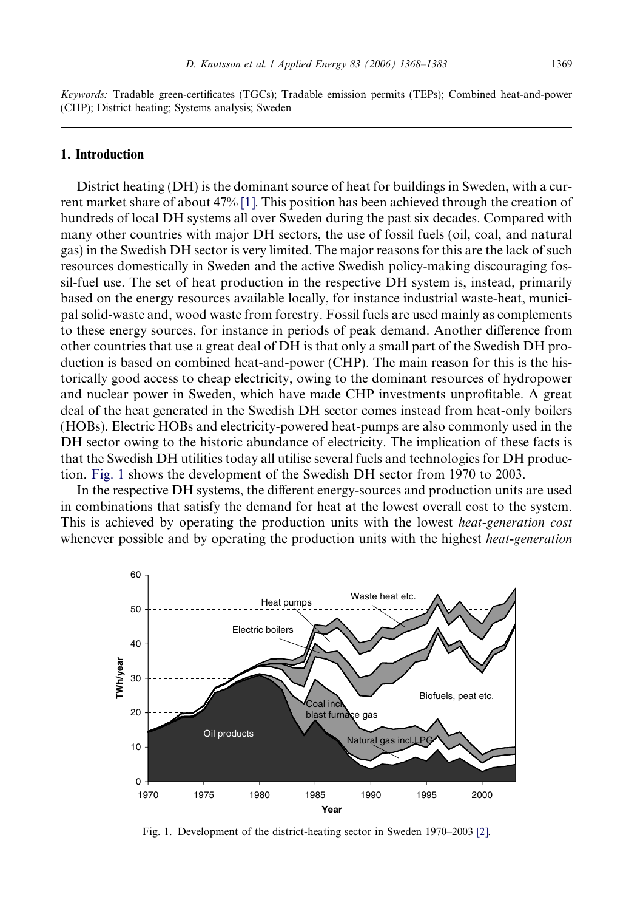*Keywords:* Tradable green-certificates (TGCs); Tradable emission permits (TEPs); Combined heat-and-power (CHP); District heating; Systems analysis; Sweden

## 1. Introduction

District heating (DH) is the dominant source of heat for buildings in Sweden, with a current market share of about 47% [1]. This position has been achieved through the creation of hundreds of local DH systems all over Sweden during the past six decades. Compared with many other countries with major DH sectors, the use of fossil fuels (oil, coal, and natural gas) in the Swedish DH sector is very limited. The major reasons for this are the lack of such resources domestically in Sweden and the active Swedish policy-making discouraging fossil-fuel use. The set of heat production in the respective DH system is, instead, primarily based on the energy resources available locally, for instance industrial waste-heat, municipal solid-waste and, wood waste from forestry. Fossil fuels are used mainly as complements to these energy sources, for instance in periods of peak demand. Another difference from other countries that use a great deal of DH is that only a small part of the Swedish DH production is based on combined heat-and-power (CHP). The main reason for this is the historically good access to cheap electricity, owing to the dominant resources of hydropower and nuclear power in Sweden, which have made CHP investments unprofitable. A great deal of the heat generated in the Swedish DH sector comes instead from heat-only boilers (HOBs). Electric HOBs and electricity-powered heat-pumps are also commonly used in the DH sector owing to the historic abundance of electricity. The implication of these facts is that the Swedish DH utilities today all utilise several fuels and technologies for DH production. Fig. 1 shows the development of the Swedish DH sector from 1970 to 2003.

In the respective DH systems, the different energy-sources and production units are used in combinations that satisfy the demand for heat at the lowest overall cost to the system. This is achieved by operating the production units with the lowest *heat-generation cost* whenever possible and by operating the production units with the highest *heat-generation*

60
50
40
30
20
10
0
TWh/year
1970
1975
1980
1985
1990
1995
2000
Year
Heat pumps
Waste heat etc.
Electric boilers
Biofuels, peat etc.
Coal incl. blast furnace gas
Oil products
Natural gas incl.LPG

Fig. 1. Development of the district-heating sector in Sweden 1970–2003 [2].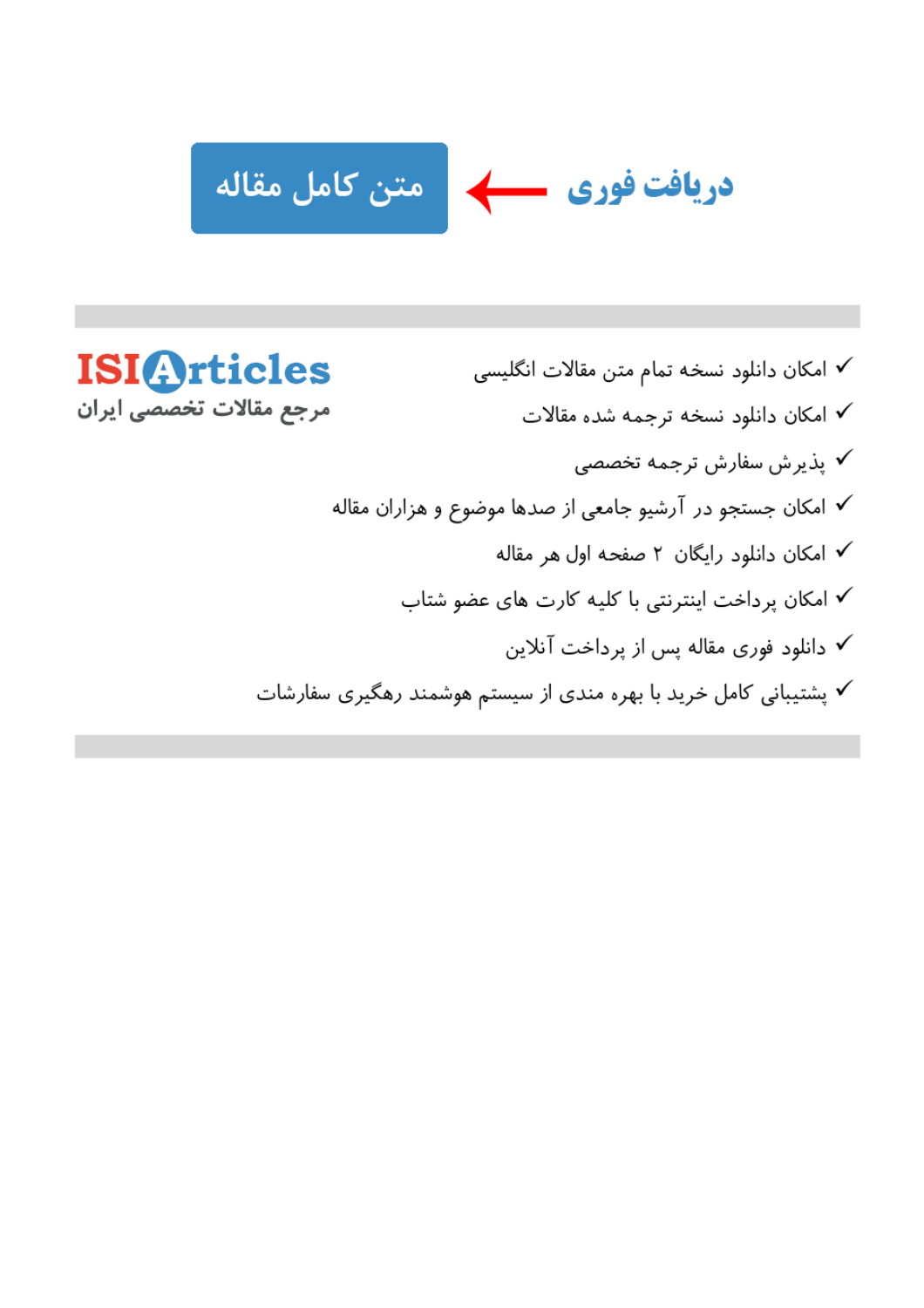دریافت فوری ← **متن کامل مقاله**

**ISIArticles**

مرجع مقالات تخصصی ایران

- ✓ امکان دانلود نسخه تمام متن مقالات انگلیسی
- ✓ امکان دانلود نسخه ترجمه شده مقالات
- ✓ پذیرش سفارش ترجمه تخصصی
- ✓ امکان جستجو در آرشیو جامعی از صدها موضوع و هزاران مقاله
- ✓ امکان دانلود رایگان ۲ صفحه اول هر مقاله
- ✓ امکان پرداخت اینترنتی با کلیه کارت های عضو شتاب
- ✓ دانلود فوری مقاله پس از پرداخت آنلاین
- ✓ پشتیبانی کامل خرید با بهره مندی از سیستم هوشمند رهگیری سفارشات